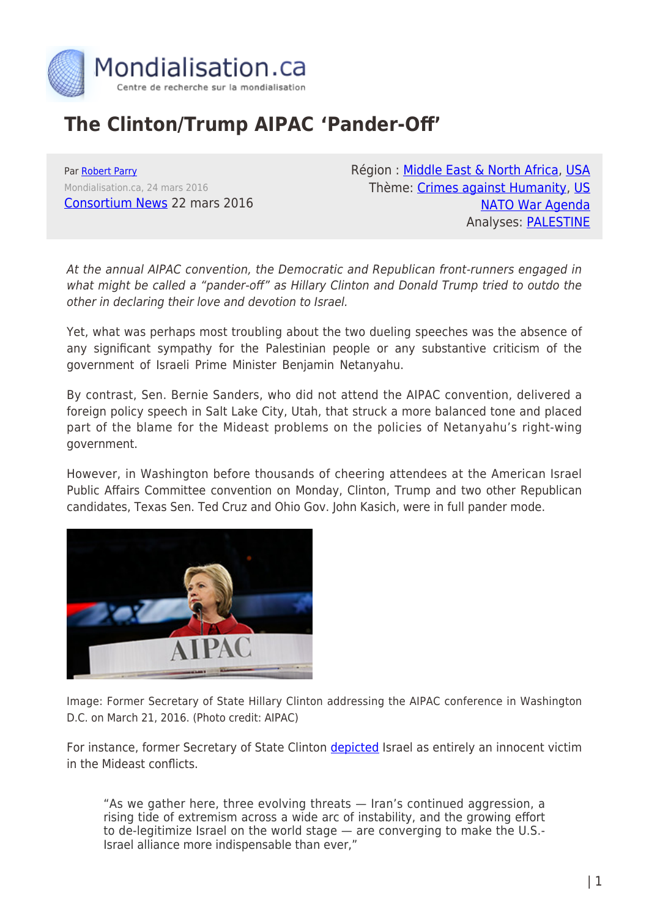# The Clinton/Trump AIPAC 'Pander-Off'

Par Robert Parry
Mondialisation.ca, 24 mars 2016
Consortium News 22 mars 2016

Région : Middle East & North Africa, USA
Thème: Crimes against Humanity, US NATO War Agenda
Analyses: PALESTINE

*At the annual AIPAC convention, the Democratic and Republican front-runners engaged in what might be called a "pander-off" as Hillary Clinton and Donald Trump tried to outdo the other in declaring their love and devotion to Israel.*

Yet, what was perhaps most troubling about the two dueling speeches was the absence of any significant sympathy for the Palestinian people or any substantive criticism of the government of Israeli Prime Minister Benjamin Netanyahu.

By contrast, Sen. Bernie Sanders, who did not attend the AIPAC convention, delivered a foreign policy speech in Salt Lake City, Utah, that struck a more balanced tone and placed part of the blame for the Mideast problems on the policies of Netanyahu's right-wing government.

However, in Washington before thousands of cheering attendees at the American Israel Public Affairs Committee convention on Monday, Clinton, Trump and two other Republican candidates, Texas Sen. Ted Cruz and Ohio Gov. John Kasich, were in full pander mode.

Image: Former Secretary of State Hillary Clinton addressing the AIPAC conference in Washington D.C. on March 21, 2016. (Photo credit: AIPAC)

For instance, former Secretary of State Clinton depicted Israel as entirely an innocent victim in the Mideast conflicts.

> "As we gather here, three evolving threats — Iran's continued aggression, a rising tide of extremism across a wide arc of instability, and the growing effort to de-legitimize Israel on the world stage — are converging to make the U.S.-Israel alliance more indispensable than ever,"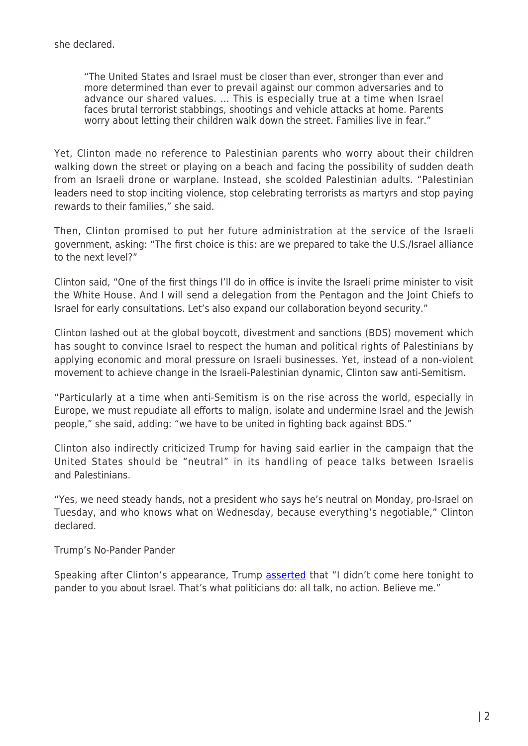she declared.

> "The United States and Israel must be closer than ever, stronger than ever and more determined than ever to prevail against our common adversaries and to advance our shared values. … This is especially true at a time when Israel faces brutal terrorist stabbings, shootings and vehicle attacks at home. Parents worry about letting their children walk down the street. Families live in fear."

Yet, Clinton made no reference to Palestinian parents who worry about their children walking down the street or playing on a beach and facing the possibility of sudden death from an Israeli drone or warplane. Instead, she scolded Palestinian adults. "Palestinian leaders need to stop inciting violence, stop celebrating terrorists as martyrs and stop paying rewards to their families," she said.

Then, Clinton promised to put her future administration at the service of the Israeli government, asking: "The first choice is this: are we prepared to take the U.S./Israel alliance to the next level?"

Clinton said, "One of the first things I'll do in office is invite the Israeli prime minister to visit the White House. And I will send a delegation from the Pentagon and the Joint Chiefs to Israel for early consultations. Let's also expand our collaboration beyond security."

Clinton lashed out at the global boycott, divestment and sanctions (BDS) movement which has sought to convince Israel to respect the human and political rights of Palestinians by applying economic and moral pressure on Israeli businesses. Yet, instead of a non-violent movement to achieve change in the Israeli-Palestinian dynamic, Clinton saw anti-Semitism.

"Particularly at a time when anti-Semitism is on the rise across the world, especially in Europe, we must repudiate all efforts to malign, isolate and undermine Israel and the Jewish people," she said, adding: "we have to be united in fighting back against BDS."

Clinton also indirectly criticized Trump for having said earlier in the campaign that the United States should be "neutral" in its handling of peace talks between Israelis and Palestinians.

"Yes, we need steady hands, not a president who says he's neutral on Monday, pro-Israel on Tuesday, and who knows what on Wednesday, because everything's negotiable," Clinton declared.

Trump's No-Pander Pander

Speaking after Clinton's appearance, Trump asserted that "I didn't come here tonight to pander to you about Israel. That's what politicians do: all talk, no action. Believe me."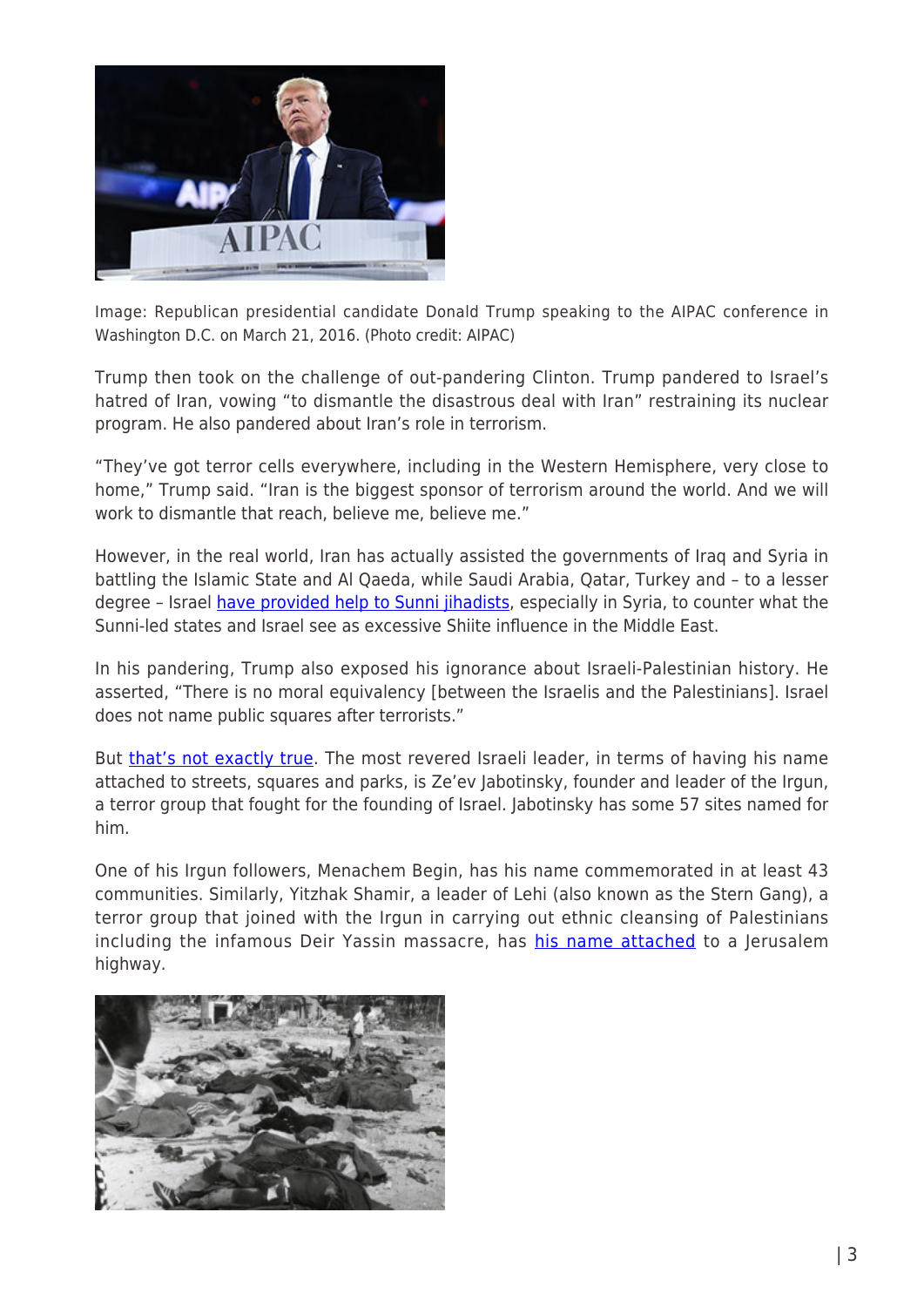Image: Republican presidential candidate Donald Trump speaking to the AIPAC conference in Washington D.C. on March 21, 2016. (Photo credit: AIPAC)

Trump then took on the challenge of out-pandering Clinton. Trump pandered to Israel's hatred of Iran, vowing "to dismantle the disastrous deal with Iran" restraining its nuclear program. He also pandered about Iran's role in terrorism.

"They've got terror cells everywhere, including in the Western Hemisphere, very close to home," Trump said. "Iran is the biggest sponsor of terrorism around the world. And we will work to dismantle that reach, believe me, believe me."

However, in the real world, Iran has actually assisted the governments of Iraq and Syria in battling the Islamic State and Al Qaeda, while Saudi Arabia, Qatar, Turkey and – to a lesser degree – Israel have provided help to Sunni jihadists, especially in Syria, to counter what the Sunni-led states and Israel see as excessive Shiite influence in the Middle East.

In his pandering, Trump also exposed his ignorance about Israeli-Palestinian history. He asserted, "There is no moral equivalency [between the Israelis and the Palestinians]. Israel does not name public squares after terrorists."

But that's not exactly true. The most revered Israeli leader, in terms of having his name attached to streets, squares and parks, is Ze'ev Jabotinsky, founder and leader of the Irgun, a terror group that fought for the founding of Israel. Jabotinsky has some 57 sites named for him.

One of his Irgun followers, Menachem Begin, has his name commemorated in at least 43 communities. Similarly, Yitzhak Shamir, a leader of Lehi (also known as the Stern Gang), a terror group that joined with the Irgun in carrying out ethnic cleansing of Palestinians including the infamous Deir Yassin massacre, has his name attached to a Jerusalem highway.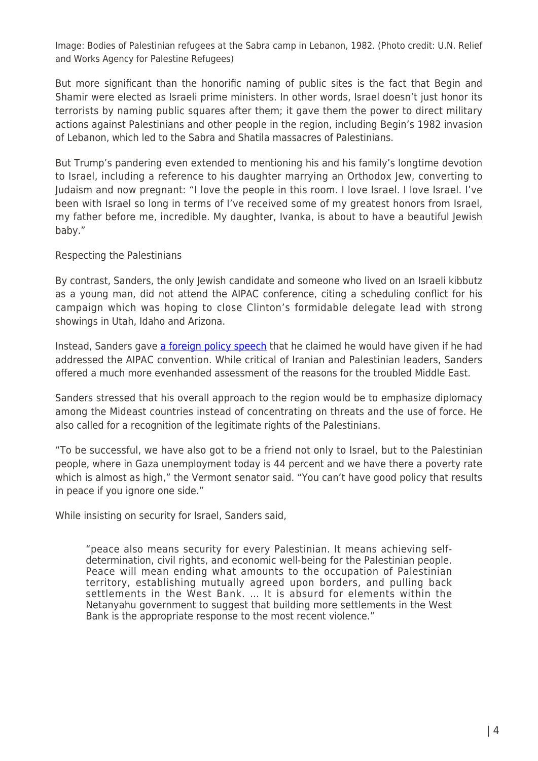Image: Bodies of Palestinian refugees at the Sabra camp in Lebanon, 1982. (Photo credit: U.N. Relief and Works Agency for Palestine Refugees)

But more significant than the honorific naming of public sites is the fact that Begin and Shamir were elected as Israeli prime ministers. In other words, Israel doesn't just honor its terrorists by naming public squares after them; it gave them the power to direct military actions against Palestinians and other people in the region, including Begin's 1982 invasion of Lebanon, which led to the Sabra and Shatila massacres of Palestinians.

But Trump's pandering even extended to mentioning his and his family's longtime devotion to Israel, including a reference to his daughter marrying an Orthodox Jew, converting to Judaism and now pregnant: "I love the people in this room. I love Israel. I love Israel. I've been with Israel so long in terms of I've received some of my greatest honors from Israel, my father before me, incredible. My daughter, Ivanka, is about to have a beautiful Jewish baby."

## Respecting the Palestinians

By contrast, Sanders, the only Jewish candidate and someone who lived on an Israeli kibbutz as a young man, did not attend the AIPAC conference, citing a scheduling conflict for his campaign which was hoping to close Clinton's formidable delegate lead with strong showings in Utah, Idaho and Arizona.

Instead, Sanders gave a foreign policy speech that he claimed he would have given if he had addressed the AIPAC convention. While critical of Iranian and Palestinian leaders, Sanders offered a much more evenhanded assessment of the reasons for the troubled Middle East.

Sanders stressed that his overall approach to the region would be to emphasize diplomacy among the Mideast countries instead of concentrating on threats and the use of force. He also called for a recognition of the legitimate rights of the Palestinians.

"To be successful, we have also got to be a friend not only to Israel, but to the Palestinian people, where in Gaza unemployment today is 44 percent and we have there a poverty rate which is almost as high," the Vermont senator said. "You can't have good policy that results in peace if you ignore one side."

While insisting on security for Israel, Sanders said,

> "peace also means security for every Palestinian. It means achieving self-determination, civil rights, and economic well-being for the Palestinian people. Peace will mean ending what amounts to the occupation of Palestinian territory, establishing mutually agreed upon borders, and pulling back settlements in the West Bank. … It is absurd for elements within the Netanyahu government to suggest that building more settlements in the West Bank is the appropriate response to the most recent violence."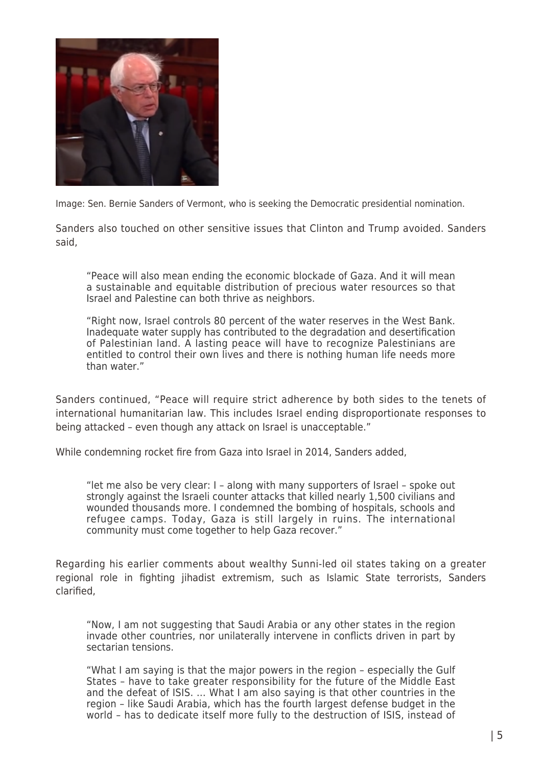Image: Sen. Bernie Sanders of Vermont, who is seeking the Democratic presidential nomination.

Sanders also touched on other sensitive issues that Clinton and Trump avoided. Sanders said,

> "Peace will also mean ending the economic blockade of Gaza. And it will mean a sustainable and equitable distribution of precious water resources so that Israel and Palestine can both thrive as neighbors.
>
> "Right now, Israel controls 80 percent of the water reserves in the West Bank. Inadequate water supply has contributed to the degradation and desertification of Palestinian land. A lasting peace will have to recognize Palestinians are entitled to control their own lives and there is nothing human life needs more than water."

Sanders continued, "Peace will require strict adherence by both sides to the tenets of international humanitarian law. This includes Israel ending disproportionate responses to being attacked – even though any attack on Israel is unacceptable."

While condemning rocket fire from Gaza into Israel in 2014, Sanders added,

> "let me also be very clear: I – along with many supporters of Israel – spoke out strongly against the Israeli counter attacks that killed nearly 1,500 civilians and wounded thousands more. I condemned the bombing of hospitals, schools and refugee camps. Today, Gaza is still largely in ruins. The international community must come together to help Gaza recover."

Regarding his earlier comments about wealthy Sunni-led oil states taking on a greater regional role in fighting jihadist extremism, such as Islamic State terrorists, Sanders clarified,

> "Now, I am not suggesting that Saudi Arabia or any other states in the region invade other countries, nor unilaterally intervene in conflicts driven in part by sectarian tensions.
>
> "What I am saying is that the major powers in the region – especially the Gulf States – have to take greater responsibility for the future of the Middle East and the defeat of ISIS. … What I am also saying is that other countries in the region – like Saudi Arabia, which has the fourth largest defense budget in the world – has to dedicate itself more fully to the destruction of ISIS, instead of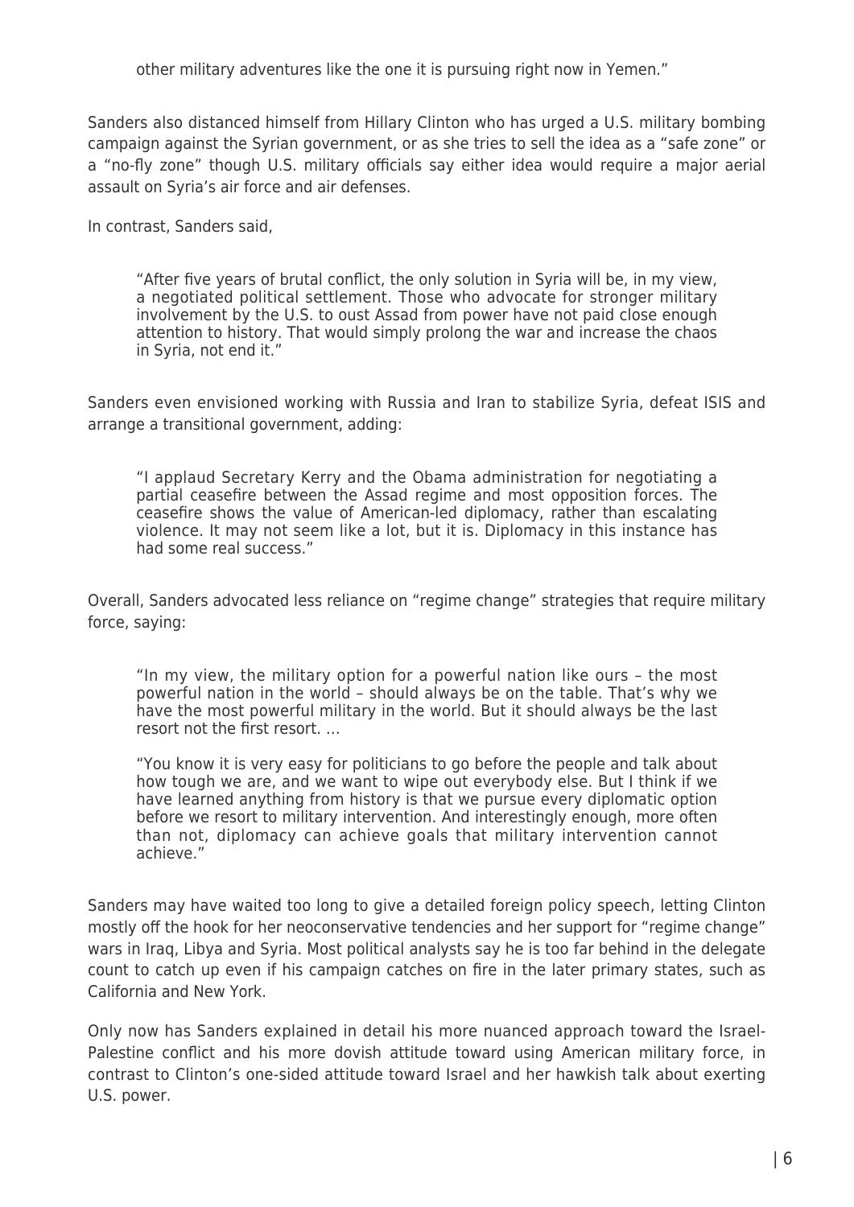> other military adventures like the one it is pursuing right now in Yemen."

Sanders also distanced himself from Hillary Clinton who has urged a U.S. military bombing campaign against the Syrian government, or as she tries to sell the idea as a "safe zone" or a "no-fly zone" though U.S. military officials say either idea would require a major aerial assault on Syria's air force and air defenses.

In contrast, Sanders said,

> "After five years of brutal conflict, the only solution in Syria will be, in my view, a negotiated political settlement. Those who advocate for stronger military involvement by the U.S. to oust Assad from power have not paid close enough attention to history. That would simply prolong the war and increase the chaos in Syria, not end it."

Sanders even envisioned working with Russia and Iran to stabilize Syria, defeat ISIS and arrange a transitional government, adding:

> "I applaud Secretary Kerry and the Obama administration for negotiating a partial ceasefire between the Assad regime and most opposition forces. The ceasefire shows the value of American-led diplomacy, rather than escalating violence. It may not seem like a lot, but it is. Diplomacy in this instance has had some real success."

Overall, Sanders advocated less reliance on "regime change" strategies that require military force, saying:

> "In my view, the military option for a powerful nation like ours – the most powerful nation in the world – should always be on the table. That's why we have the most powerful military in the world. But it should always be the last resort not the first resort. …
>
> "You know it is very easy for politicians to go before the people and talk about how tough we are, and we want to wipe out everybody else. But I think if we have learned anything from history is that we pursue every diplomatic option before we resort to military intervention. And interestingly enough, more often than not, diplomacy can achieve goals that military intervention cannot achieve."

Sanders may have waited too long to give a detailed foreign policy speech, letting Clinton mostly off the hook for her neoconservative tendencies and her support for "regime change" wars in Iraq, Libya and Syria. Most political analysts say he is too far behind in the delegate count to catch up even if his campaign catches on fire in the later primary states, such as California and New York.

Only now has Sanders explained in detail his more nuanced approach toward the Israel-Palestine conflict and his more dovish attitude toward using American military force, in contrast to Clinton's one-sided attitude toward Israel and her hawkish talk about exerting U.S. power.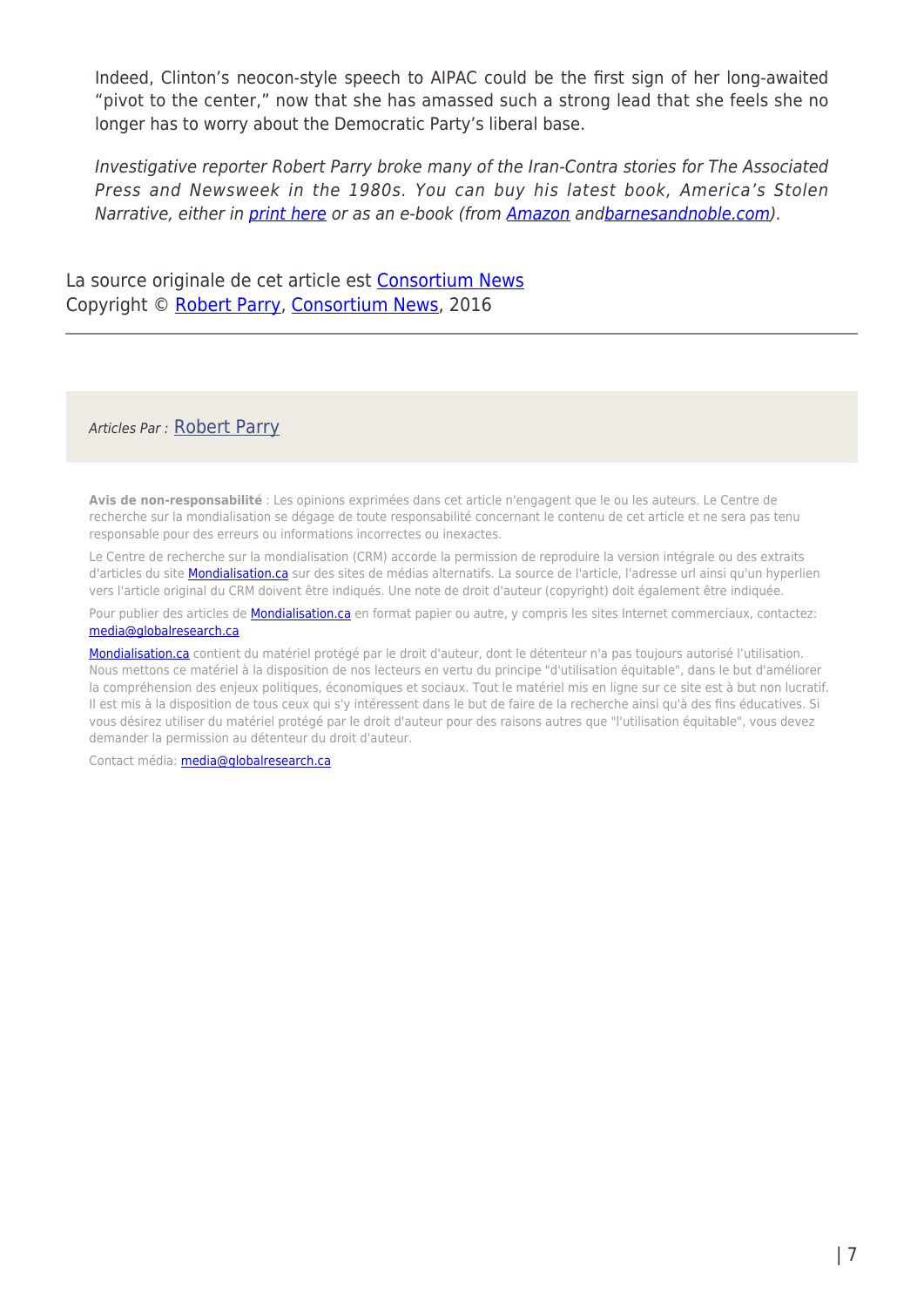Indeed, Clinton's neocon-style speech to AIPAC could be the first sign of her long-awaited "pivot to the center," now that she has amassed such a strong lead that she feels she no longer has to worry about the Democratic Party's liberal base.

*Investigative reporter Robert Parry broke many of the Iran-Contra stories for The Associated Press and Newsweek in the 1980s. You can buy his latest book, America's Stolen Narrative, either in print here or as an e-book (from Amazon andbarnesandnoble.com).*

La source originale de cet article est Consortium News
Copyright © Robert Parry, Consortium News, 2016

---

*Articles Par :* Robert Parry

**Avis de non-responsabilité** : Les opinions exprimées dans cet article n'engagent que le ou les auteurs. Le Centre de recherche sur la mondialisation se dégage de toute responsabilité concernant le contenu de cet article et ne sera pas tenu responsable pour des erreurs ou informations incorrectes ou inexactes.

Le Centre de recherche sur la mondialisation (CRM) accorde la permission de reproduire la version intégrale ou des extraits d'articles du site Mondialisation.ca sur des sites de médias alternatifs. La source de l'article, l'adresse url ainsi qu'un hyperlien vers l'article original du CRM doivent être indiqués. Une note de droit d'auteur (copyright) doit également être indiquée.

Pour publier des articles de Mondialisation.ca en format papier ou autre, y compris les sites Internet commerciaux, contactez: media@globalresearch.ca

Mondialisation.ca contient du matériel protégé par le droit d'auteur, dont le détenteur n'a pas toujours autorisé l'utilisation. Nous mettons ce matériel à la disposition de nos lecteurs en vertu du principe "d'utilisation équitable", dans le but d'améliorer la compréhension des enjeux politiques, économiques et sociaux. Tout le matériel mis en ligne sur ce site est à but non lucratif. Il est mis à la disposition de tous ceux qui s'y intéressent dans le but de faire de la recherche ainsi qu'à des fins éducatives. Si vous désirez utiliser du matériel protégé par le droit d'auteur pour des raisons autres que "l'utilisation équitable", vous devez demander la permission au détenteur du droit d'auteur.

Contact média: media@globalresearch.ca